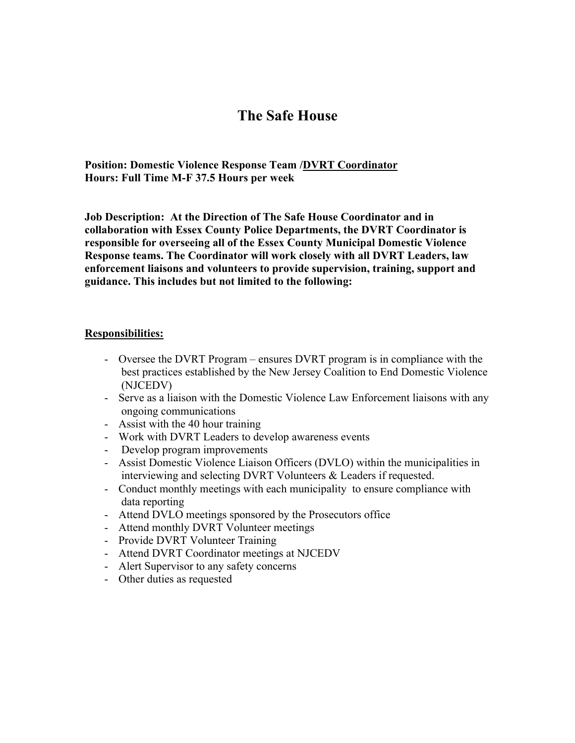# The Safe House

**Position: Domestic Violence Response Team /DVRT Coordinator**
**Hours: Full Time M-F 37.5 Hours per week**

**Job Description: At the Direction of The Safe House Coordinator and in collaboration with Essex County Police Departments, the DVRT Coordinator is responsible for overseeing all of the Essex County Municipal Domestic Violence Response teams. The Coordinator will work closely with all DVRT Leaders, law enforcement liaisons and volunteers to provide supervision, training, support and guidance. This includes but not limited to the following:**

**Responsibilities:**

- Oversee the DVRT Program – ensures DVRT program is in compliance with the best practices established by the New Jersey Coalition to End Domestic Violence (NJCEDV)
- Serve as a liaison with the Domestic Violence Law Enforcement liaisons with any ongoing communications
- Assist with the 40 hour training
- Work with DVRT Leaders to develop awareness events
- Develop program improvements
- Assist Domestic Violence Liaison Officers (DVLO) within the municipalities in interviewing and selecting DVRT Volunteers & Leaders if requested.
- Conduct monthly meetings with each municipality to ensure compliance with data reporting
- Attend DVLO meetings sponsored by the Prosecutors office
- Attend monthly DVRT Volunteer meetings
- Provide DVRT Volunteer Training
- Attend DVRT Coordinator meetings at NJCEDV
- Alert Supervisor to any safety concerns
- Other duties as requested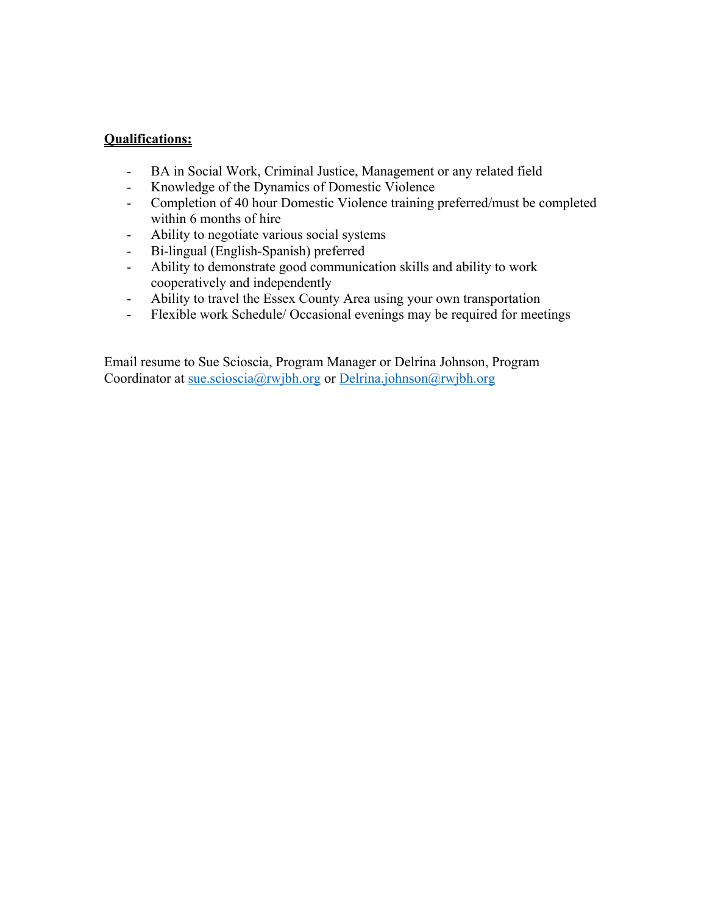**Qualifications:**

- BA in Social Work, Criminal Justice, Management or any related field
- Knowledge of the Dynamics of Domestic Violence
- Completion of 40 hour Domestic Violence training preferred/must be completed within 6 months of hire
- Ability to negotiate various social systems
- Bi-lingual (English-Spanish) preferred
- Ability to demonstrate good communication skills and ability to work cooperatively and independently
- Ability to travel the Essex County Area using your own transportation
- Flexible work Schedule/ Occasional evenings may be required for meetings

Email resume to Sue Scioscia, Program Manager or Delrina Johnson, Program Coordinator at sue.scioscia@rwjbh.org or Delrina.johnson@rwjbh.org